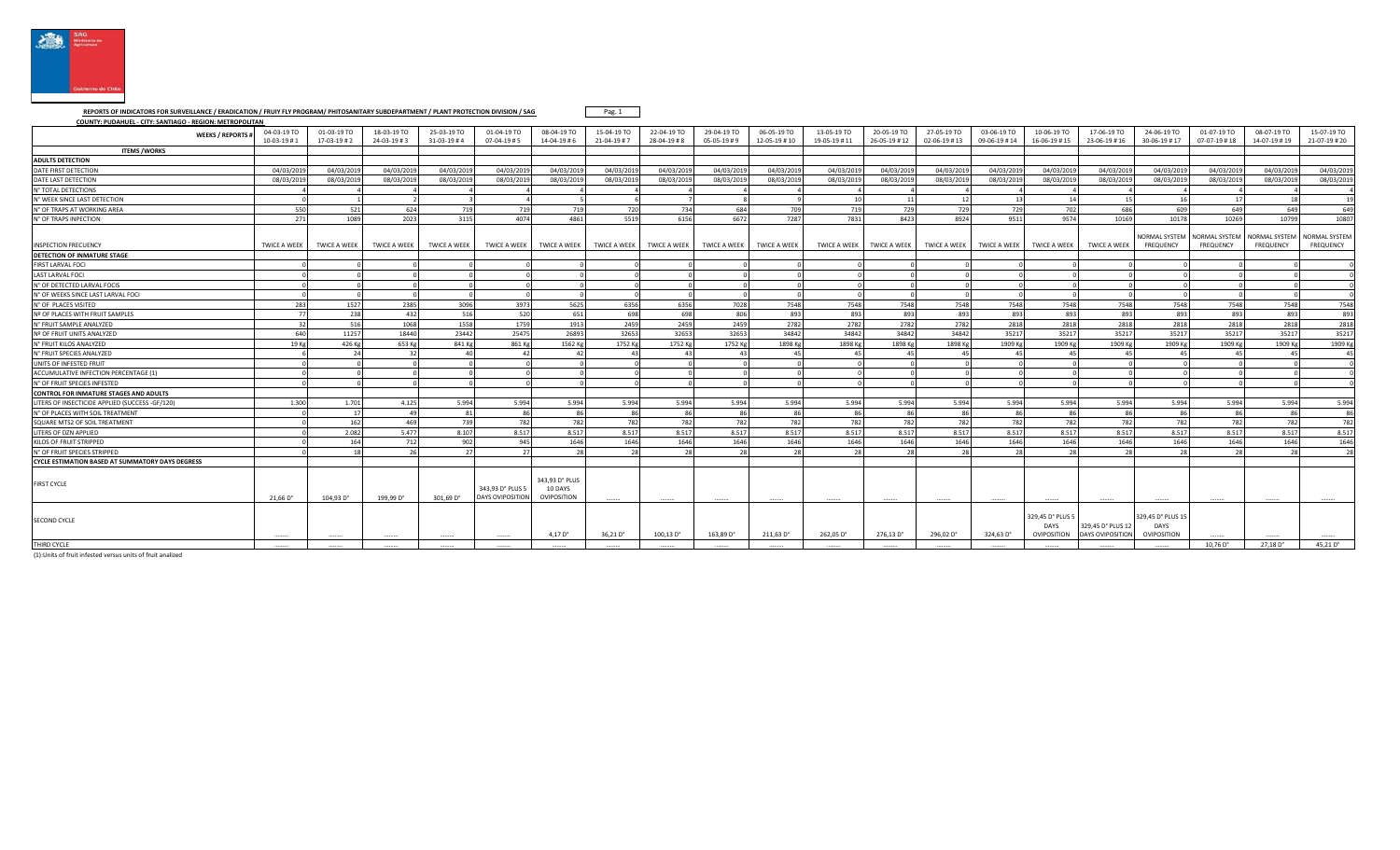**REPORTS OF INDICATORS FOR SURVEILLANCE / ERADICATION / FRUIY FLY PROGRAM/ PHITOSANITARY SUBDEPARTMENT / PLANT PROTECTION DIVISION / SAG**

**COUNTY: PUDAHUEL - CITY: SANTIAGO - REGION: METROPOLITAN**

| WEEKS / REPORTS # | 04-03-19 TO 10-03-19 # 1 | 01-03-19 TO 17-03-19 # 2 | 18-03-19 TO 24-03-19 # 3 | 25-03-19 TO 31-03-19 # 4 | 01-04-19 TO 07-04-19 # 5 | 08-04-19 TO 14-04-19 # 6 | 15-04-19 TO 21-04-19 # 7 | 22-04-19 TO 28-04-19 # 8 | 29-04-19 TO 05-05-19 # 9 | 06-05-19 TO 12-05-19 # 10 | 13-05-19 TO 19-05-19 # 11 | 20-05-19 TO 26-05-19 # 12 | 27-05-19 TO 02-06-19 # 13 | 03-06-19 TO 09-06-19 # 14 | 10-06-19 TO 16-06-19 # 15 | 17-06-19 TO 23-06-19 # 16 | 24-06-19 TO 30-06-19 # 17 | 01-07-19 TO 07-07-19 # 18 | 08-07-19 TO 14-07-19 # 19 | 15-07-19 TO 21-07-19 # 20 |
|---|---|---|---|---|---|---|---|---|---|---|---|---|---|---|---|---|---|---|---|---|
| **ITEMS /WORKS** | | | | | | | | | | | | | | | | | | | | |
| **ADULTS DETECTION** | | | | | | | | | | | | | | | | | | | | |
| DATE FIRST DETECTION | 04/03/2019 | 04/03/2019 | 04/03/2019 | 04/03/2019 | 04/03/2019 | 04/03/2019 | 04/03/2019 | 04/03/2019 | 04/03/2019 | 04/03/2019 | 04/03/2019 | 04/03/2019 | 04/03/2019 | 04/03/2019 | 04/03/2019 | 04/03/2019 | 04/03/2019 | 04/03/2019 | 04/03/2019 | 04/03/2019 |
| DATE LAST DETECTION | 08/03/2019 | 08/03/2019 | 08/03/2019 | 08/03/2019 | 08/03/2019 | 08/03/2019 | 08/03/2019 | 08/03/2019 | 08/03/2019 | 08/03/2019 | 08/03/2019 | 08/03/2019 | 08/03/2019 | 08/03/2019 | 08/03/2019 | 08/03/2019 | 08/03/2019 | 08/03/2019 | 08/03/2019 | 08/03/2019 |
| N° TOTAL DETECTIONS | 4 | 4 | 4 | 4 | 4 | 4 | 4 | 4 | 4 | 4 | 4 | 4 | 4 | 4 | 4 | 4 | 4 | 4 | 4 | 4 |
| N° WEEK SINCE LAST DETECTION | 0 | 1 | 2 | 3 | 4 | 5 | 6 | 7 | 8 | 9 | 10 | 11 | 12 | 13 | 14 | 15 | 16 | 17 | 18 | 19 |
| N° OF TRAPS AT WORKING AREA | 550 | 521 | 624 | 719 | 719 | 719 | 720 | 734 | 684 | 709 | 719 | 729 | 729 | 729 | 702 | 686 | 609 | 649 | 649 | 649 |
| N° OF TRAPS INPECTION | 271 | 1089 | 2023 | 3115 | 4074 | 4861 | 5519 | 6156 | 6672 | 7287 | 7831 | 8423 | 8924 | 9511 | 9574 | 10169 | 10178 | 10269 | 10799 | 10807 |
| INSPECTION FRECUENCY | TWICE A WEEK | TWICE A WEEK | TWICE A WEEK | TWICE A WEEK | TWICE A WEEK | TWICE A WEEK | TWICE A WEEK | TWICE A WEEK | TWICE A WEEK | TWICE A WEEK | TWICE A WEEK | TWICE A WEEK | TWICE A WEEK | TWICE A WEEK | TWICE A WEEK | TWICE A WEEK | NORMAL SYSTEM FREQUENCY | NORMAL SYSTEM FREQUENCY | NORMAL SYSTEM FREQUENCY | NORMAL SYSTEM FREQUENCY |
| **DETECTION OF INMATURE STAGE** | | | | | | | | | | | | | | | | | | | | |
| FIRST LARVAL FOCI | 0 | 0 | 0 | 0 | 0 | 0 | 0 | 0 | 0 | 0 | 0 | 0 | 0 | 0 | 0 | 0 | 0 | 0 | 0 | 0 |
| LAST LARVAL FOCI | 0 | 0 | 0 | 0 | 0 | 0 | 0 | 0 | 0 | 0 | 0 | 0 | 0 | 0 | 0 | 0 | 0 | 0 | 0 | 0 |
| N° OF DETECTED LARVAL FOCIS | 0 | 0 | 0 | 0 | 0 | 0 | 0 | 0 | 0 | 0 | 0 | 0 | 0 | 0 | 0 | 0 | 0 | 0 | 0 | 0 |
| N° OF WEEKS SINCE LAST LARVAL FOCI | 0 | 0 | 0 | 0 | 0 | 0 | 0 | 0 | 0 | 0 | 0 | 0 | 0 | 0 | 0 | 0 | 0 | 0 | 0 | 0 |
| N° OF PLACES VISITED | 283 | 1527 | 2385 | 3096 | 3973 | 5625 | 6356 | 6356 | 7028 | 7548 | 7548 | 7548 | 7548 | 7548 | 7548 | 7548 | 7548 | 7548 | 7548 | 7548 |
| Nº OF PLACES WITH FRUIT SAMPLES | 77 | 238 | 432 | 516 | 520 | 651 | 698 | 698 | 806 | 893 | 893 | 893 | 893 | 893 | 893 | 893 | 893 | 893 | 893 | 893 |
| N° FRUIT SAMPLE ANALYZED | 32 | 516 | 1068 | 1558 | 1759 | 1913 | 2459 | 2459 | 2459 | 2782 | 2782 | 2782 | 2782 | 2818 | 2818 | 2818 | 2818 | 2818 | 2818 | 2818 |
| Nº OF FRUIT UNITS ANALYZED | 640 | 11257 | 18440 | 23442 | 25475 | 26893 | 32653 | 32653 | 32653 | 34842 | 34842 | 34842 | 34842 | 35217 | 35217 | 35217 | 35217 | 35217 | 35217 | 35217 |
| N° FRUIT KILOS ANALYZED | 19 Kg | 426 Kg | 653 Kg | 841 Kg | 861 Kg | 1562 Kg | 1752 Kg | 1752 Kg | 1752 Kg | 1898 Kg | 1898 Kg | 1898 Kg | 1898 Kg | 1909 Kg | 1909 Kg | 1909 Kg | 1909 Kg | 1909 Kg | 1909 Kg | 1909 Kg |
| N° FRUIT SPECIES ANALYZED | 6 | 24 | 32 | 40 | 42 | 42 | 43 | 43 | 43 | 45 | 45 | 45 | 45 | 45 | 45 | 45 | 45 | 45 | 45 | 45 |
| UNITS OF INFESTED FRUIT | 0 | 0 | 0 | 0 | 0 | 0 | 0 | 0 | 0 | 0 | 0 | 0 | 0 | 0 | 0 | 0 | 0 | 0 | 0 | 0 |
| ACCUMULATIVE INFECTION PERCENTAGE (1) | 0 | 0 | 0 | 0 | 0 | 0 | 0 | 0 | 0 | 0 | 0 | 0 | 0 | 0 | 0 | 0 | 0 | 0 | 0 | 0 |
| N° OF FRUIT SPECIES INFESTED | 0 | 0 | 0 | 0 | 0 | 0 | 0 | 0 | 0 | 0 | 0 | 0 | 0 | 0 | 0 | 0 | 0 | 0 | 0 | 0 |
| **CONTROL FOR INMATURE STAGES AND ADULTS** | | | | | | | | | | | | | | | | | | | | |
| LITERS OF INSECTICIDE APPLIED (SUCCESS -GF/120) | 1.300 | 1.701 | 4.125 | 5.994 | 5.994 | 5.994 | 5.994 | 5.994 | 5.994 | 5.994 | 5.994 | 5.994 | 5.994 | 5.994 | 5.994 | 5.994 | 5.994 | 5.994 | 5.994 | 5.994 |
| N° OF PLACES WITH SOIL TREATMENT | 0 | 17 | 49 | 81 | 86 | 86 | 86 | 86 | 86 | 86 | 86 | 86 | 86 | 86 | 86 | 86 | 86 | 86 | 86 | 86 |
| SQUARE MTS2 OF SOIL TREATMENT | 0 | 162 | 469 | 739 | 782 | 782 | 782 | 782 | 782 | 782 | 782 | 782 | 782 | 782 | 782 | 782 | 782 | 782 | 782 | 782 |
| LITERS OF DZN APPLIED | 0 | 2.082 | 5.477 | 8.107 | 8.517 | 8.517 | 8.517 | 8.517 | 8.517 | 8.517 | 8.517 | 8.517 | 8.517 | 8.517 | 8.517 | 8.517 | 8.517 | 8.517 | 8.517 | 8.517 |
| KILOS OF FRUIT STRIPPED | 0 | 164 | 712 | 902 | 945 | 1646 | 1646 | 1646 | 1646 | 1646 | 1646 | 1646 | 1646 | 1646 | 1646 | 1646 | 1646 | 1646 | 1646 | 1646 |
| N° OF FRUIT SPECIES STRIPPED | 0 | 18 | 26 | 27 | 27 | 28 | 28 | 28 | 28 | 28 | 28 | 28 | 28 | 28 | 28 | 28 | 28 | 28 | 28 | 28 |
| **CYCLE ESTIMATION BASED AT SUMMATORY DAYS DEGRESS** | | | | | | | | | | | | | | | | | | | | |
| FIRST CYCLE | 21,66 D° | 104,93 D° | 199,99 D° | 301,69 D° | 343,93 D° PLUS 5 DAYS OVIPOSITION | 343,93 D° PLUS 10 DAYS OVIPOSITION | ....... | ....... | ....... | ....... | ....... | ....... | ....... | ....... | ....... | ....... | ....... | ....... | ....... | ....... |
| SECOND CYCLE | ....... | ....... | ....... | ....... | ....... | 4,17 D° | 36,21 D° | 100,13 D° | 163,89 D° | 211,63 D° | 262,05 D° | 276,13 D° | 296,02 D° | 324,63 D° | 329,45 D° PLUS 5 DAYS OVIPOSITION | 329,45 D° PLUS 12 DAYS OVIPOSITION | 329,45 D° PLUS 15 DAYS OVIPOSITION | ....... | ....... | ....... |
| THIRD CYCLE | ....... | ....... | ....... | ....... | ....... | ....... | ....... | ....... | ....... | ....... | ....... | ....... | ....... | ....... | ....... | ....... | ....... | 10,76 D° | 27,18 D° | 45,21 D° |

(1):Units of fruit infested versus units of fruit analized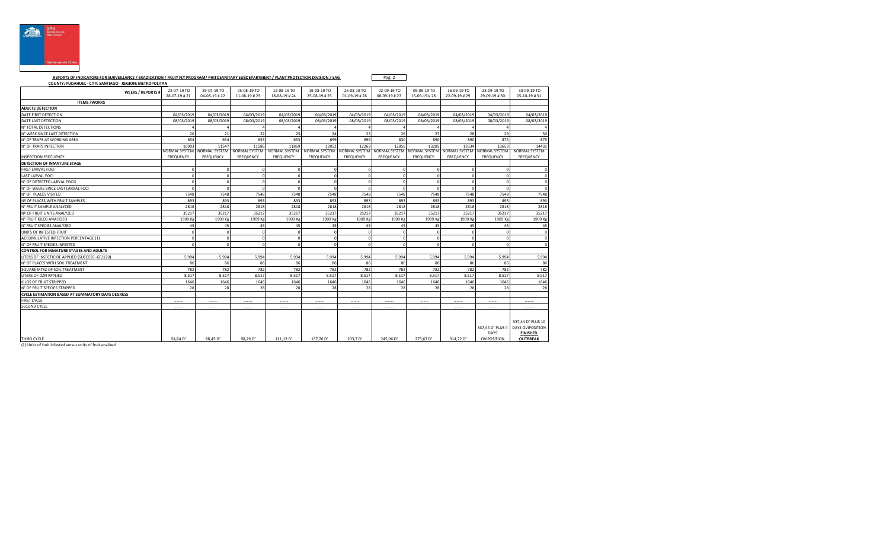**REPORTS OF INDICATORS FOR SURVEILLANCE / ERADICATION / FRUIY FLY PROGRAM/ PHITOSANITARY SUBDEPARTMENT / PLANT PROTECTION DIVISION / SAG**

**COUNTY: PUDAHUEL - CITY: SANTIAGO - REGION: METROPOLITAN**

| WEEKS / REPORTS # | 22-07-19 TO 28-07-19 # 21 | 29-07-19 TO 04-08-19 # 22 | 05-08-19 TO 11-08-19 # 23 | 12-08-19 TO 18-08-19 # 24 | 19-08-19 TO 25-08-19 # 25 | 26-08-19 TO 01-09-19 # 26 | 02-09-19 TO 08-09-19 # 27 | 09-09-19 TO 15-09-19 # 28 | 16-09-19 TO 22-09-19 # 29 | 23-09-19 TO 29-09-19 # 30 | 30-09-19 TO 05-10-19 # 31 |
|---|---|---|---|---|---|---|---|---|---|---|---|
| **ITEMS /WORKS** | | | | | | | | | | | |
| **ADULTS DETECTION** | | | | | | | | | | | |
| DATE FIRST DETECTION | 04/03/2019 | 04/03/2019 | 04/03/2019 | 04/03/2019 | 04/03/2019 | 04/03/2019 | 04/03/2019 | 04/03/2019 | 04/03/2019 | 04/03/2019 | 04/03/2019 |
| DATE LAST DETECTION | 08/03/2019 | 08/03/2019 | 08/03/2019 | 08/03/2019 | 08/03/2019 | 08/03/2019 | 08/03/2019 | 08/03/2019 | 08/03/2019 | 08/03/2019 | 08/03/2019 |
| N° TOTAL DETECTIONS | 4 | 4 | 4 | 4 | 4 | 4 | 4 | 4 | 4 | 4 | 4 |
| N° WEEK SINCE LAST DETECTION | 20 | 21 | 22 | 23 | 24 | 25 | 26 | 27 | 28 | 29 | 30 |
| N° OF TRAPS AT WORKING AREA | 654 | 654 | 653 | 653 | 699 | 699 | 830 | 890 | 890 | 875 | 875 |
| N° OF TRAPS INSPECTION | 10903 | 11547 | 11586 | 11869 | 12052 | 12263 | 12856 | 13285 | 13334 | 13653 | 14432 |
| INSPECTION FRECUENCY | NORMAL SYSTEM FREQUENCY | NORMAL SYSTEM FREQUENCY | NORMAL SYSTEM FREQUENCY | NORMAL SYSTEM FREQUENCY | NORMAL SYSTEM FREQUENCY | NORMAL SYSTEM FREQUENCY | NORMAL SYSTEM FREQUENCY | NORMAL SYSTEM FREQUENCY | NORMAL SYSTEM FREQUENCY | NORMAL SYSTEM FREQUENCY | NORMAL SYSTEM FREQUENCY |
| **DETECTION OF INMATURE STAGE** | | | | | | | | | | | |
| FIRST LARVAL FOCI | 0 | 0 | 0 | 0 | 0 | 0 | 0 | 0 | 0 | 0 | 0 |
| LAST LARVAL FOCI | 0 | 0 | 0 | 0 | 0 | 0 | 0 | 0 | 0 | 0 | 0 |
| N° OF DETECTED LARVAL FOCIS | 0 | 0 | 0 | 0 | 0 | 0 | 0 | 0 | 0 | 0 | 0 |
| N° OF WEEKS SINCE LAST LARVAL FOCI | 0 | 0 | 0 | 0 | 0 | 0 | 0 | 0 | 0 | 0 | 0 |
| N° OF PLACES VISITED | 7548 | 7548 | 7548 | 7548 | 7548 | 7548 | 7548 | 7548 | 7548 | 7548 | 7548 |
| Nº OF PLACES WITH FRUIT SAMPLES | 893 | 893 | 893 | 893 | 893 | 893 | 893 | 893 | 893 | 893 | 893 |
| N° FRUIT SAMPLE ANALYZED | 2818 | 2818 | 2818 | 2818 | 2818 | 2818 | 2818 | 2818 | 2818 | 2818 | 2818 |
| Nº OF FRUIT UNITS ANALYZED | 35217 | 35217 | 35217 | 35217 | 35217 | 35217 | 35217 | 35217 | 35217 | 35217 | 35217 |
| N° FRUIT KILOS ANALYZED | 1909 Kg | 1909 Kg | 1909 Kg | 1909 Kg | 1909 Kg | 1909 Kg | 1909 Kg | 1909 Kg | 1909 Kg | 1909 Kg | 1909 Kg |
| N° FRUIT SPECIES ANALYZED | 45 | 45 | 45 | 45 | 45 | 45 | 45 | 45 | 45 | 45 | 45 |
| UNITS OF INFESTED FRUIT | 0 | 0 | 0 | 0 | 0 | 0 | 0 | 0 | 0 | 0 | 0 |
| ACCUMULATIVE INFECTION PERCENTAGE (1) | 0 | 0 | 0 | 0 | 0 | 0 | 0 | 0 | 0 | 0 | 0 |
| N° OF FRUIT SPECIES INFESTED | 0 | 0 | 0 | 0 | 0 | 0 | 0 | 0 | 0 | 0 | 0 |
| **CONTROL FOR INMATURE STAGES AND ADULTS** | | | | | | | | | | | |
| LITERS OF INSECTICIDE APPLIED (SUCCESS -GF/120) | 5.994 | 5.994 | 5.994 | 5.994 | 5.994 | 5.994 | 5.994 | 5.994 | 5.994 | 5.994 | 5.994 |
| N° OF PLACES WITH SOIL TREATMENT | 86 | 86 | 86 | 86 | 86 | 86 | 86 | 86 | 86 | 86 | 86 |
| SQUARE MTS2 OF SOIL TREATMENT | 782 | 782 | 782 | 782 | 782 | 782 | 782 | 782 | 782 | 782 | 782 |
| LITERS OF DZN APPLIED | 8.517 | 8.517 | 8.517 | 8.517 | 8.517 | 8.517 | 8.517 | 8.517 | 8.517 | 8.517 | 8.517 |
| KILOS OF FRUIT STRIPPED | 1646 | 1646 | 1646 | 1646 | 1646 | 1646 | 1646 | 1646 | 1646 | 1646 | 1646 |
| N° OF FRUIT SPECIES STRIPPED | 28 | 28 | 28 | 28 | 28 | 28 | 28 | 28 | 28 | 28 | 28 |
| **CYCLE ESTIMATION BASED AT SUMMATORY DAYS DEGRESS** | | | | | | | | | | | |
| FIRST CYCLE | ------- | ------- | ------- | ------- | ------- | ------- | ------- | ------- | ------- | ------- | ------- |
| SECOND CYCLE | ------- | ------- | ------- | ------- | ------- | ------- | ------- | ------- | ------- | ------- | ------- |
| THIRD CYCLE | 54,64 D° | 88,45 D° | 98,29 D° | 121,12 D° | 157,76 D° | 203,7 D° | 245,06 D° | 275,63 D° | 314,72 D° | 337,44 D° PLUS 4 DAYS OVIPOSITION | 337,44 D° PLUS 10 DAYS OVIPOSITION **FINISHED OUTBREAK** |

(1):Units of fruit infested versus units of fruit analized